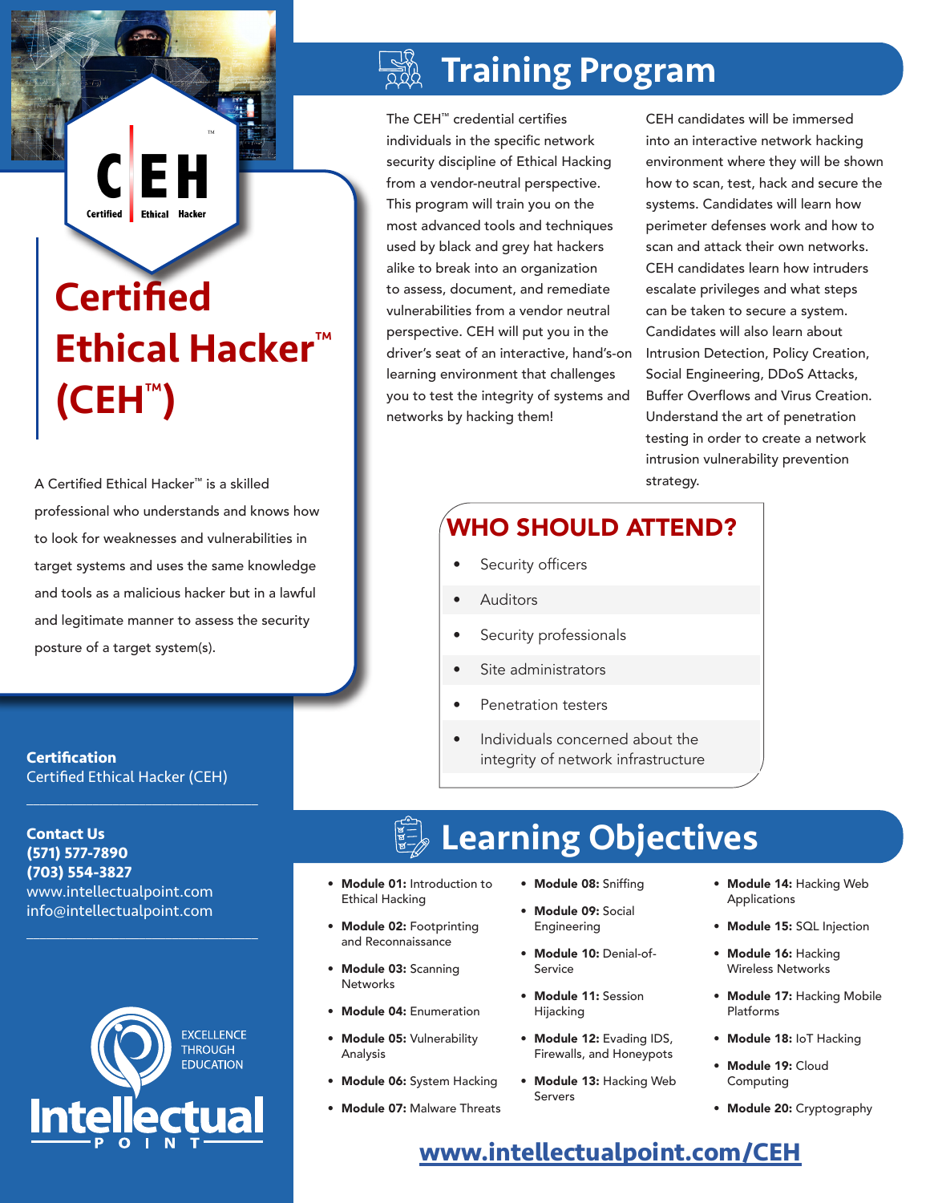# Certified Ethical Hacker™ (CEH™)

A Certified Ethical Hacker™ is a skilled professional who understands and knows how to look for weaknesses and vulnerabilities in target systems and uses the same knowledge and tools as a malicious hacker but in a lawful and legitimate manner to assess the security posture of a target system(s).

**Certification**
Certified Ethical Hacker (CEH)

**Contact Us**
**(571) 577-7890**
**(703) 554-3827**
www.intellectualpoint.com
info@intellectualpoint.com

EXCELLENCE THROUGH EDUCATION

Intellectual POINT

## Training Program

The CEH™ credential certifies individuals in the specific network security discipline of Ethical Hacking from a vendor-neutral perspective. This program will train you on the most advanced tools and techniques used by black and grey hat hackers alike to break into an organization to assess, document, and remediate vulnerabilities from a vendor neutral perspective. CEH will put you in the driver's seat of an interactive, hand's-on learning environment that challenges you to test the integrity of systems and networks by hacking them!

CEH candidates will be immersed into an interactive network hacking environment where they will be shown how to scan, test, hack and secure the systems. Candidates will learn how perimeter defenses work and how to scan and attack their own networks. CEH candidates learn how intruders escalate privileges and what steps can be taken to secure a system. Candidates will also learn about Intrusion Detection, Policy Creation, Social Engineering, DDoS Attacks, Buffer Overflows and Virus Creation. Understand the art of penetration testing in order to create a network intrusion vulnerability prevention strategy.

### WHO SHOULD ATTEND?

- Security officers
- Auditors
- Security professionals
- Site administrators
- Penetration testers
- Individuals concerned about the integrity of network infrastructure

## Learning Objectives

- **Module 01:** Introduction to Ethical Hacking
- **Module 02:** Footprinting and Reconnaissance
- **Module 03:** Scanning Networks
- **Module 04:** Enumeration
- **Module 05:** Vulnerability Analysis
- **Module 06:** System Hacking
- **Module 07:** Malware Threats
- **Module 08:** Sniffing
- **Module 09:** Social Engineering
- **Module 10:** Denial-of-Service
- **Module 11:** Session Hijacking
- **Module 12:** Evading IDS, Firewalls, and Honeypots
- **Module 13:** Hacking Web Servers
- **Module 14:** Hacking Web Applications
- **Module 15:** SQL Injection
- **Module 16:** Hacking Wireless Networks
- **Module 17:** Hacking Mobile Platforms
- **Module 18:** IoT Hacking
- **Module 19:** Cloud Computing
- **Module 20:** Cryptography

**www.intellectualpoint.com/CEH**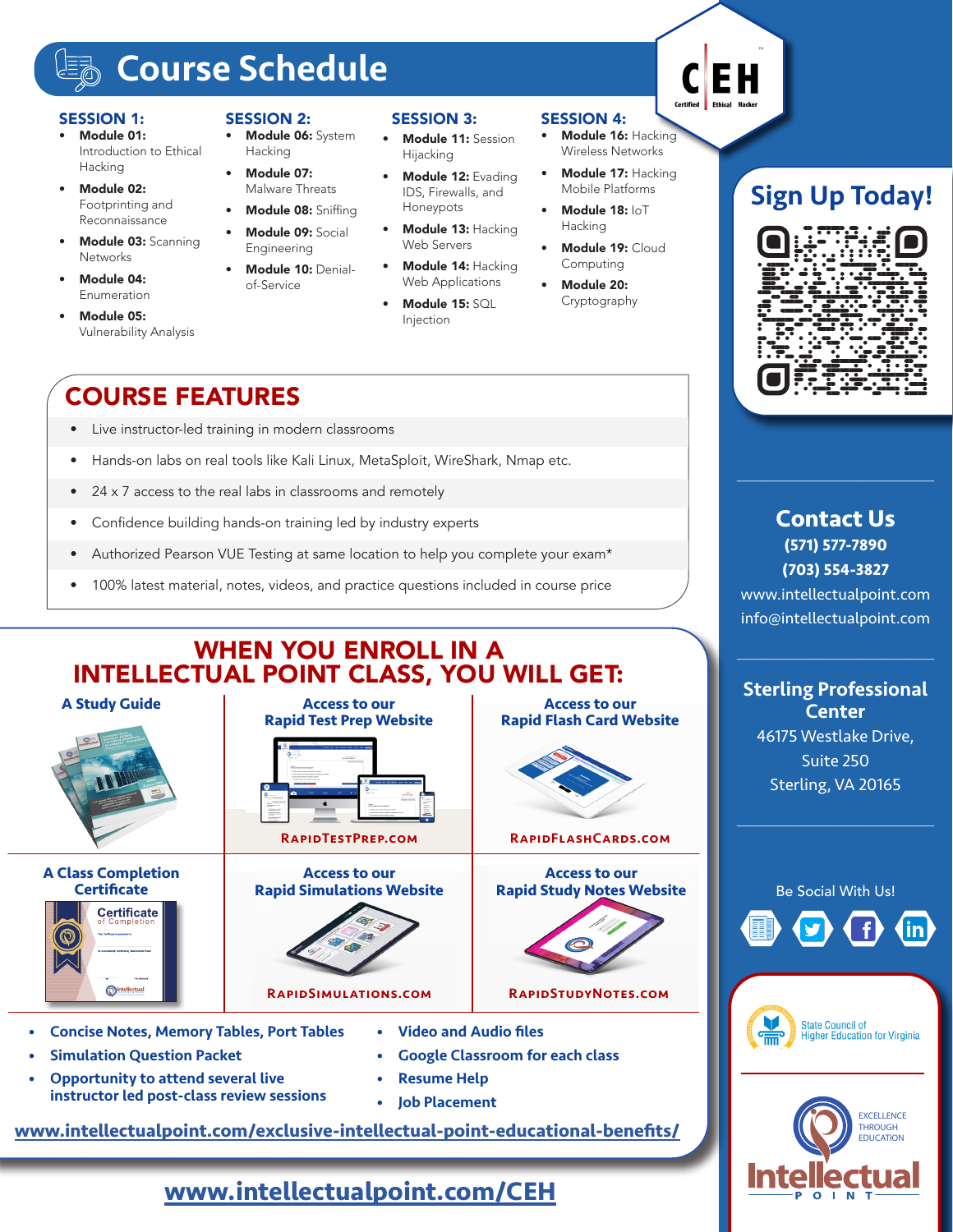# Course Schedule

**SESSION 1:**

- **Module 01:** Introduction to Ethical Hacking
- **Module 02:** Footprinting and Reconnaissance
- **Module 03:** Scanning Networks
- **Module 04:** Enumeration
- **Module 05:** Vulnerability Analysis

**SESSION 2:**

- **Module 06:** System Hacking
- **Module 07:** Malware Threats
- **Module 08:** Sniffing
- **Module 09:** Social Engineering
- **Module 10:** Denial-of-Service

**SESSION 3:**

- **Module 11:** Session Hijacking
- **Module 12:** Evading IDS, Firewalls, and Honeypots
- **Module 13:** Hacking Web Servers
- **Module 14:** Hacking Web Applications
- **Module 15:** SQL Injection

**SESSION 4:**

- **Module 16:** Hacking Wireless Networks
- **Module 17:** Hacking Mobile Platforms
- **Module 18:** IoT Hacking
- **Module 19:** Cloud Computing
- **Module 20:** Cryptography

C|EH Certified Ethical Hacker

## Sign Up Today!

## COURSE FEATURES

- Live instructor-led training in modern classrooms
- Hands-on labs on real tools like Kali Linux, MetaSploit, WireShark, Nmap etc.
- 24 x 7 access to the real labs in classrooms and remotely
- Confidence building hands-on training led by industry experts
- Authorized Pearson VUE Testing at same location to help you complete your exam*
- 100% latest material, notes, videos, and practice questions included in course price

## Contact Us

**(571) 577-7890**
**(703) 554-3827**
www.intellectualpoint.com
info@intellectualpoint.com

## WHEN YOU ENROLL IN A INTELLECTUAL POINT CLASS, YOU WILL GET:

**A Study Guide**

**Access to our Rapid Test Prep Website**
RAPIDTESTPREP.COM

**Access to our Rapid Flash Card Website**
RAPIDFLASHCARDS.COM

**A Class Completion Certificate**

**Access to our Rapid Simulations Website**
RAPIDSIMULATIONS.COM

**Access to our Rapid Study Notes Website**
RAPIDSTUDYNOTES.COM

- Concise Notes, Memory Tables, Port Tables
- Simulation Question Packet
- Opportunity to attend several live instructor led post-class review sessions
- Video and Audio files
- Google Classroom for each class
- Resume Help
- Job Placement

www.intellectualpoint.com/exclusive-intellectual-point-educational-benefits/

## Sterling Professional Center

46175 Westlake Drive,
Suite 250
Sterling, VA 20165

Be Social With Us!

State Council of Higher Education for Virginia

EXCELLENCE THROUGH EDUCATION
Intellectual POINT

www.intellectualpoint.com/CEH